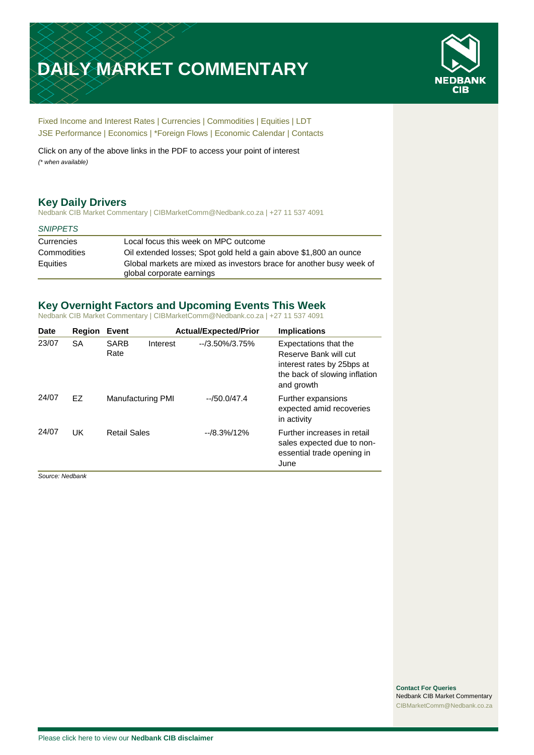# DAILY MARKET COMMENTARY

NEDBANK CIB

Fixed Income and Interest Rates | Currencies | Commodities | Equities | LDT
JSE Performance | Economics | *Foreign Flows | Economic Calendar | Contacts

Click on any of the above links in the PDF to access your point of interest
*(* when available)*

## Key Daily Drivers

Nedbank CIB Market Commentary | CIBMarketComm@Nedbank.co.za | +27 11 537 4091

*SNIPPETS*

| | |
|---|---|
| Currencies | Local focus this week on MPC outcome |
| Commodities | Oil extended losses; Spot gold held a gain above $1,800 an ounce |
| Equities | Global markets are mixed as investors brace for another busy week of global corporate earnings |

## Key Overnight Factors and Upcoming Events This Week

Nedbank CIB Market Commentary | CIBMarketComm@Nedbank.co.za | +27 11 537 4091

| Date | Region | Event | Actual/Expected/Prior | Implications |
|---|---|---|---|---|
| 23/07 | SA | SARB Interest Rate | --/3.50%/3.75% | Expectations that the Reserve Bank will cut interest rates by 25bps at the back of slowing inflation and growth |
| 24/07 | EZ | Manufacturing PMI | --/50.0/47.4 | Further expansions expected amid recoveries in activity |
| 24/07 | UK | Retail Sales | --/8.3%/12% | Further increases in retail sales expected due to non-essential trade opening in June |

*Source: Nedbank*

**Contact For Queries**
Nedbank CIB Market Commentary
CIBMarketComm@Nedbank.co.za

Please click here to view our **Nedbank CIB disclaimer**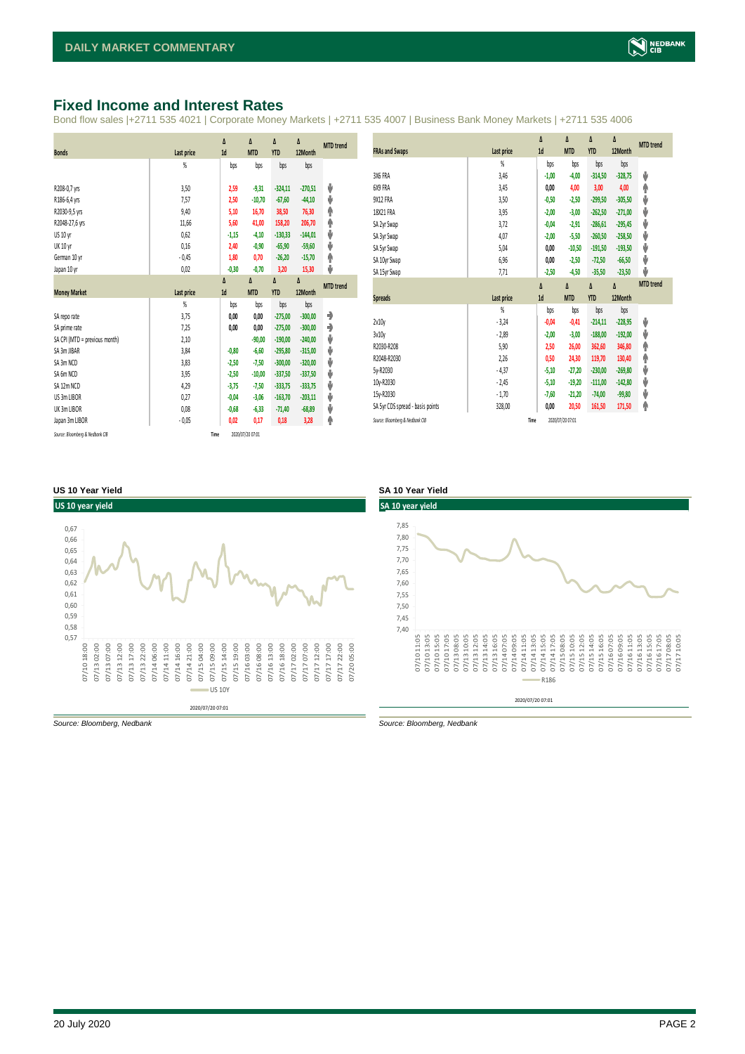## Fixed Income and Interest Rates

Bond flow sales |+2711 535 4021 | Corporate Money Markets | +2711 535 4007 | Business Bank Money Markets | +2711 535 4006

| Bonds | Last price | Δ 1d | Δ MTD | Δ YTD | Δ 12Month | MTD trend |
|---|---|---|---|---|---|---|
| | % | bps | bps | bps | bps | |
| R208-0,7 yrs | 3,50 | 2,59 | -9,31 | -324,11 | -270,51 | ⬇ |
| R186-6,4 yrs | 7,57 | 2,50 | -10,70 | -67,60 | -44,10 | ⬇ |
| R2030-9,5 yrs | 9,40 | 5,10 | 16,70 | 38,50 | 76,30 | ⬆ |
| R2048-27,6 yrs | 11,66 | 5,60 | 41,00 | 158,20 | 206,70 | ⬆ |
| US 10 yr | 0,62 | -1,15 | -4,10 | -130,33 | -144,01 | ⬇ |
| UK 10 yr | 0,16 | 2,40 | -0,90 | -65,90 | -59,60 | ⬇ |
| German 10 yr | -0,45 | 1,80 | 0,70 | -26,20 | -15,70 | ⬆ |
| Japan 10 yr | 0,02 | -0,30 | -0,70 | 3,20 | 15,30 | ⬇ |

| Money Market | Last price | Δ 1d | Δ MTD | Δ YTD | Δ 12Month | MTD trend |
|---|---|---|---|---|---|---|
| | % | bps | bps | bps | bps | |
| SA repo rate | 3,75 | 0,00 | 0,00 | -275,00 | -300,00 | ➡ |
| SA prime rate | 7,25 | 0,00 | 0,00 | -275,00 | -300,00 | ➡ |
| SA CPI (MTD = previous month) | 2,10 | | -90,00 | -190,00 | -240,00 | ⬇ |
| SA 3m JIBAR | 3,84 | -0,80 | -6,60 | -295,80 | -315,00 | ⬇ |
| SA 3m NCD | 3,83 | -2,50 | -7,50 | -300,00 | -320,00 | ⬇ |
| SA 6m NCD | 3,95 | -2,50 | -10,00 | -337,50 | -337,50 | ⬇ |
| SA 12m NCD | 4,29 | -3,75 | -7,50 | -333,75 | -333,75 | ⬇ |
| US 3m LIBOR | 0,27 | -0,04 | -3,06 | -163,70 | -203,11 | ⬇ |
| UK 3m LIBOR | 0,08 | -0,68 | -6,33 | -71,40 | -68,89 | ⬇ |
| Japan 3m LIBOR | -0,05 | 0,02 | 0,17 | 0,18 | 3,28 | ⬆ |

Source: Bloomberg & Nedbank CIB Time 2020/07/20 07:01

| FRAs and Swaps | Last price | Δ 1d | Δ MTD | Δ YTD | Δ 12Month | MTD trend |
|---|---|---|---|---|---|---|
| | % | bps | bps | bps | bps | |
| 3X6 FRA | 3,46 | -1,00 | -4,00 | -314,50 | -328,75 | ⬇ |
| 6X9 FRA | 3,45 | 0,00 | 4,00 | 3,00 | 4,00 | ⬆ |
| 9X12 FRA | 3,50 | -0,50 | -2,50 | -299,50 | -305,50 | ⬇ |
| 18X21 FRA | 3,95 | -2,00 | -3,00 | -262,50 | -271,00 | ⬇ |
| SA 2yr Swap | 3,72 | -0,04 | -2,91 | -286,61 | -295,45 | ⬇ |
| SA 3yr Swap | 4,07 | -2,00 | -5,50 | -260,50 | -258,50 | ⬇ |
| SA 5yr Swap | 5,04 | 0,00 | -10,50 | -191,50 | -193,50 | ⬇ |
| SA 10yr Swap | 6,96 | 0,00 | -2,50 | -72,50 | -66,50 | ⬇ |
| SA 15yr Swap | 7,71 | -2,50 | -4,50 | -35,50 | -23,50 | ⬇ |

| Spreads | Last price | Δ 1d | Δ MTD | Δ YTD | Δ 12Month | MTD trend |
|---|---|---|---|---|---|---|
| | % | bps | bps | bps | bps | |
| 2v10y | -3,24 | -0,04 | -0,41 | -214,11 | -228,95 | ⬇ |
| 3v10y | -2,89 | -2,00 | -3,00 | -188,00 | -192,00 | ⬇ |
| R2030-R208 | 5,90 | 2,50 | 26,00 | 362,60 | 346,80 | ⬆ |
| R2048-R2030 | 2,26 | 0,50 | 24,30 | 119,70 | 130,40 | ⬆ |
| 5y-R2030 | -4,37 | -5,10 | -27,20 | -230,00 | -269,80 | ⬇ |
| 10y-R2030 | -2,45 | -5,10 | -19,20 | -111,00 | -142,80 | ⬇ |
| 15y-R2030 | -1,70 | -7,60 | -21,20 | -74,00 | -99,80 | ⬇ |
| SA 5yr CDS spread - basis points | 328,00 | 0,00 | 20,50 | 161,50 | 171,50 | ⬆ |

Source: Bloomberg & Nedbank CIB Time 2020/07/20 07:01

### US 10 Year Yield

Source: Bloomberg, Nedbank

### SA 10 Year Yield

Source: Bloomberg, Nedbank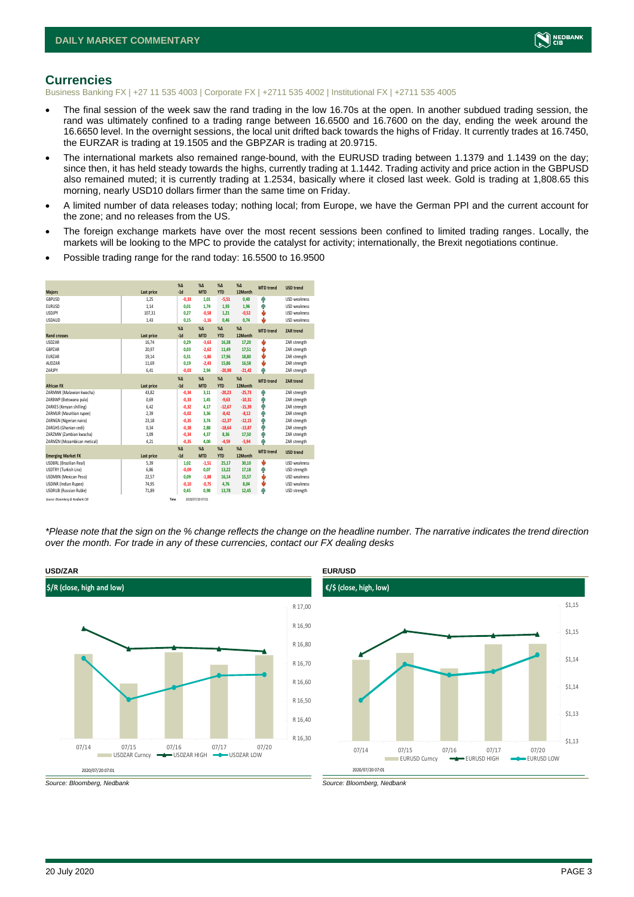## Currencies

Business Banking FX | +27 11 535 4003 | Corporate FX | +2711 535 4002 | Institutional FX | +2711 535 4005

- The final session of the week saw the rand trading in the low 16.70s at the open. In another subdued trading session, the rand was ultimately confined to a trading range between 16.6500 and 16.7600 on the day, ending the week around the 16.6650 level. In the overnight sessions, the local unit drifted back towards the highs of Friday. It currently trades at 16.7450, the EURZAR is trading at 19.1505 and the GBPZAR is trading at 20.9715.
- The international markets also remained range-bound, with the EURUSD trading between 1.1379 and 1.1439 on the day; since then, it has held steady towards the highs, currently trading at 1.1442. Trading activity and price action in the GBPUSD also remained muted; it is currently trading at 1.2534, basically where it closed last week. Gold is trading at 1,808.65 this morning, nearly USD10 dollars firmer than the same time on Friday.
- A limited number of data releases today; nothing local; from Europe, we have the German PPI and the current account for the zone; and no releases from the US.
- The foreign exchange markets have over the most recent sessions been confined to limited trading ranges. Locally, the markets will be looking to the MPC to provide the catalyst for activity; internationally, the Brexit negotiations continue.
- Possible trading range for the rand today: 16.5500 to 16.9500

| Majors | Last price | %Δ -1d | %Δ MTD | %Δ YTD | %Δ 12Month | MTD trend | USD trend |
|---|---|---|---|---|---|---|---|
| GBPUSD | 1,25 | -0,33 | 1,01 | -5,51 | 0,40 | ↑ | USD weakness |
| EURUSD | 1,14 | 0,01 | 1,74 | 1,93 | 1,96 | ↑ | USD weakness |
| USDJPY | 107,31 | 0,27 | -0,58 | 1,21 | -0,52 | ↓ | USD weakness |
| USDAUD | 1,43 | 0,15 | -1,16 | 0,46 | 0,74 | ↓ | USD weakness |
| **Rand crosses** | **Last price** | **%Δ -1d** | **%Δ MTD** | **%Δ YTD** | **%Δ 12Month** | **MTD trend** | **ZAR trend** |
| USDZAR | 16,74 | 0,29 | -3,63 | 16,38 | 17,20 | ↓ | ZAR strength |
| GBPZAR | 20,97 | 0,03 | -2,62 | 11,49 | 17,51 | ↓ | ZAR strength |
| EURZAR | 19,14 | 0,31 | -1,86 | 17,96 | 18,80 | ↓ | ZAR strength |
| AUDZAR | 11,69 | 0,19 | -2,43 | 15,86 | 16,58 | ↓ | ZAR strength |
| ZARJPY | 6,41 | -0,03 | 2,94 | -20,98 | -21,42 | ↑ | ZAR strength |
| **African FX** | **Last price** | **%Δ -1d** | **%Δ MTD** | **%Δ YTD** | **%Δ 12Month** | **MTD trend** | **ZAR trend** |
| ZARMWK (Malawian kwacha) | 43,82 | -0,34 | 3,11 | -20,23 | -25,73 | ↑ | ZAR strength |
| ZARBWP (Botswana pula) | 0,69 | -0,33 | 1,45 | -9,63 | -10,31 | ↑ | ZAR strength |
| ZARKES (Kenyan shilling) | 6,42 | -0,32 | 4,17 | -12,67 | -15,39 | ↑ | ZAR strength |
| ZARMUR (Mauritian rupee) | 2,39 | -0,02 | 3,36 | -8,42 | -8,12 | ↑ | ZAR strength |
| ZARNGN (Nigerian naira) | 23,18 | -0,35 | 3,74 | -12,37 | -12,15 | ↑ | ZAR strength |
| ZARGHS (Ghanian cedi) | 0,34 | -0,38 | 2,88 | -18,64 | -13,87 | ↑ | ZAR strength |
| ZARZMW (Zambian kwacha) | 1,09 | -0,34 | 4,37 | 8,36 | 17,50 | ↑ | ZAR strength |
| ZARMZN (Mozambican metical) | 4,21 | -0,35 | 4,00 | -4,59 | -5,94 | ↑ | ZAR strength |
| **Emerging Market FX** | **Last price** | **%Δ -1d** | **%Δ MTD** | **%Δ YTD** | **%Δ 12Month** | **MTD trend** | **USD trend** |
| USDBRL (Brazilian Real) | 5,39 | 1,02 | -1,51 | 25,17 | 30,10 | ↓ | USD weakness |
| USDTRY (Turkish Lira) | 6,86 | -0,09 | 0,07 | 13,22 | 17,18 | ↑ | USD strength |
| USDMXN (Mexican Peso) | 22,57 | 0,09 | -1,88 | 16,14 | 15,57 | ↓ | USD weakness |
| USDINR (Indian Rupee) | 74,95 | -0,10 | -0,75 | 4,76 | 8,04 | ↓ | USD weakness |
| USDRUB (Russian Ruble) | 71,89 | 0,45 | 0,98 | 13,78 | 12,45 | ↑ | USD strength |

Source: Bloomberg & Nedbank CIB    Time 2020/07/20 07:01

*\*Please note that the sign on the % change reflects the change on the headline number. The narrative indicates the trend direction over the month. For trade in any of these currencies, contact our FX dealing desks*

**USD/ZAR**

$/R (close, high and low)

2020/07/20 07:01

*Source: Bloomberg, Nedbank*

**EUR/USD**

€/$ (close, high, low)

2020/07/20 07:01

*Source: Bloomberg, Nedbank*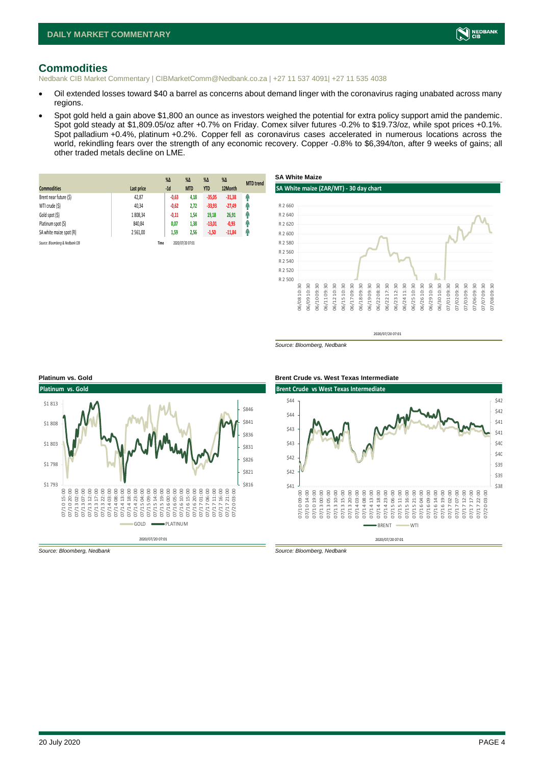## Commodities

Nedbank CIB Market Commentary | CIBMarketComm@Nedbank.co.za | +27 11 537 4091| +27 11 535 4038

- Oil extended losses toward $40 a barrel as concerns about demand linger with the coronavirus raging unabated across many regions.
- Spot gold held a gain above $1,800 an ounce as investors weighed the potential for extra policy support amid the pandemic. Spot gold steady at $1,809.05/oz after +0.7% on Friday. Comex silver futures -0.2% to $19.73/oz, while spot prices +0.1%. Spot palladium +0.4%, platinum +0.2%. Copper fell as coronavirus cases accelerated in numerous locations across the world, rekindling fears over the strength of any economic recovery. Copper -0.8% to $6,394/ton, after 9 weeks of gains; all other traded metals decline on LME.

| Commodities | Last price | %Δ -1d | %Δ MTD | %Δ YTD | %Δ 12Month | MTD trend |
|---|---|---|---|---|---|---|
| Brent near future ($) | 42,87 | -0,63 | 4,18 | -35,05 | -31,38 | ↑ |
| WTI crude ($) | 40,34 | -0,62 | 2,72 | -33,93 | -27,49 | ↑ |
| Gold spot ($) | 1 808,34 | -0,11 | 1,54 | 19,18 | 26,91 | ↑ |
| Platinum spot ($) | 840,84 | 0,07 | 1,38 | -13,01 | -0,93 | ↑ |
| SA white maize spot (R) | 2 561,00 | 1,59 | 2,56 | -1,50 | -11,84 | ↑ |

*Source: Bloomberg & Nedbank CIB* Time 2020/07/20 07:01

**SA White Maize**

*Source: Bloomberg, Nedbank*

**Platinum vs. Gold**

*Source: Bloomberg, Nedbank*

**Brent Crude vs. West Texas Intermediate**

*Source: Bloomberg, Nedbank*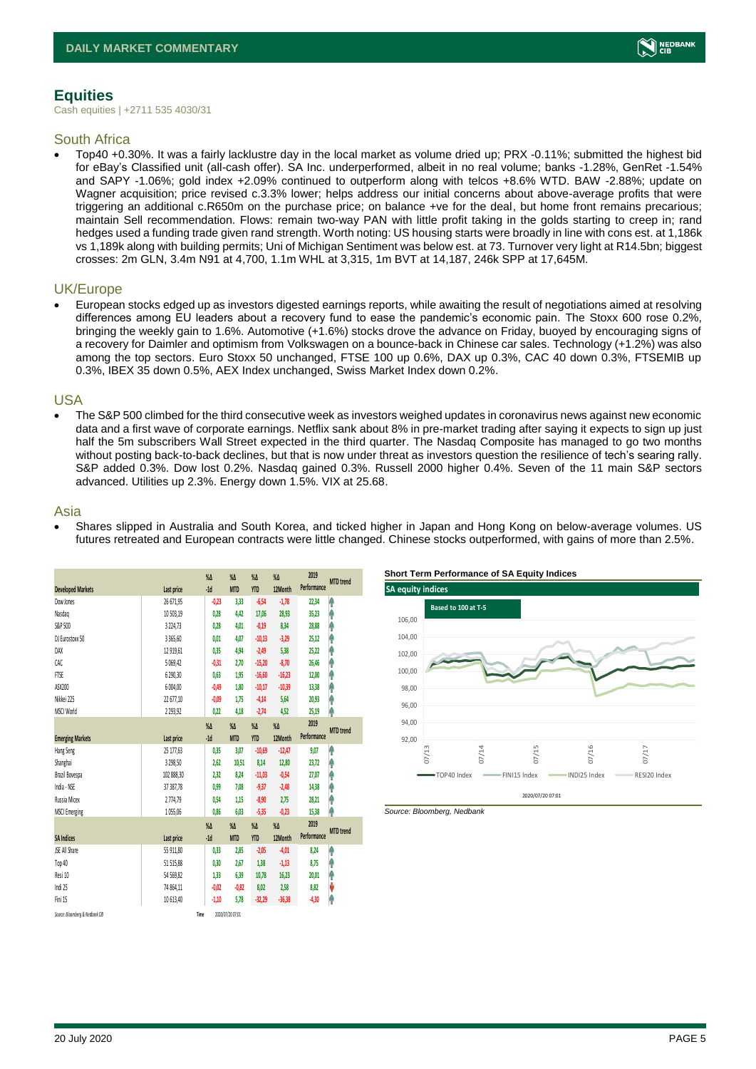# Equities

Cash equities | +2711 535 4030/31

## South Africa

- Top40 +0.30%. It was a fairly lacklustre day in the local market as volume dried up; PRX -0.11%; submitted the highest bid for eBay's Classified unit (all-cash offer). SA Inc. underperformed, albeit in no real volume; banks -1.28%, GenRet -1.54% and SAPY -1.06%; gold index +2.09% continued to outperform along with telcos +8.6% WTD. BAW -2.88%; update on Wagner acquisition; price revised c.3.3% lower; helps address our initial concerns about above-average profits that were triggering an additional c.R650m on the purchase price; on balance +ve for the deal, but home front remains precarious; maintain Sell recommendation. Flows: remain two-way PAN with little profit taking in the golds starting to creep in; rand hedges used a funding trade given rand strength. Worth noting: US housing starts were broadly in line with cons est. at 1,186k vs 1,189k along with building permits; Uni of Michigan Sentiment was below est. at 73. Turnover very light at R14.5bn; biggest crosses: 2m GLN, 3.4m N91 at 4,700, 1.1m WHL at 3,315, 1m BVT at 14,187, 246k SPP at 17,645M.

## UK/Europe

- European stocks edged up as investors digested earnings reports, while awaiting the result of negotiations aimed at resolving differences among EU leaders about a recovery fund to ease the pandemic's economic pain. The Stoxx 600 rose 0.2%, bringing the weekly gain to 1.6%. Automotive (+1.6%) stocks drove the advance on Friday, buoyed by encouraging signs of a recovery for Daimler and optimism from Volkswagen on a bounce-back in Chinese car sales. Technology (+1.2%) was also among the top sectors. Euro Stoxx 50 unchanged, FTSE 100 up 0.6%, DAX up 0.3%, CAC 40 down 0.3%, FTSEMIB up 0.3%, IBEX 35 down 0.5%, AEX Index unchanged, Swiss Market Index down 0.2%.

## USA

- The S&P 500 climbed for the third consecutive week as investors weighed updates in coronavirus news against new economic data and a first wave of corporate earnings. Netflix sank about 8% in pre-market trading after saying it expects to sign up just half the 5m subscribers Wall Street expected in the third quarter. The Nasdaq Composite has managed to go two months without posting back-to-back declines, but that is now under threat as investors question the resilience of tech's searing rally. S&P added 0.3%. Dow lost 0.2%. Nasdaq gained 0.3%. Russell 2000 higher 0.4%. Seven of the 11 main S&P sectors advanced. Utilities up 2.3%. Energy down 1.5%. VIX at 25.68.

## Asia

- Shares slipped in Australia and South Korea, and ticked higher in Japan and Hong Kong on below-average volumes. US futures retreated and European contracts were little changed. Chinese stocks outperformed, with gains of more than 2.5%.

| Developed Markets | Last price | %Δ -1d | %Δ MTD | %Δ YTD | %Δ 12Month | 2019 Performance | MTD trend |
|---|---|---|---|---|---|---|---|
| Dow Jones | 26 671,95 | -0,23 | 3,33 | -6,54 | -1,78 | 22,34 | ↑ |
| Nasdaq | 10 503,19 | 0,28 | 4,42 | 17,06 | 28,93 | 35,23 | ↑ |
| S&P 500 | 3 224,73 | 0,28 | 4,01 | -0,19 | 8,34 | 28,88 | ↑ |
| DJ Eurostoxx 50 | 3 365,60 | 0,01 | 4,07 | -10,13 | -3,29 | 25,12 | ↑ |
| DAX | 12 919,61 | 0,35 | 4,94 | -2,49 | 5,38 | 25,22 | ↑ |
| CAC | 5 069,42 | -0,31 | 2,70 | -15,20 | -8,70 | 26,46 | ↑ |
| FTSE | 6 290,30 | 0,63 | 1,95 | -16,60 | -16,23 | 12,00 | ↑ |
| ASX200 | 6 004,00 | -0,49 | 1,80 | -10,17 | -10,39 | 13,38 | ↑ |
| Nikkei 225 | 22 677,10 | -0,09 | 1,75 | -4,14 | 5,64 | 20,93 | ↑ |
| MSCI World | 2 293,92 | 0,22 | 4,18 | -2,74 | 4,52 | 25,19 | ↑ |
| **Emerging Markets** | **Last price** | **%Δ -1d** | **%Δ MTD** | **%Δ YTD** | **%Δ 12Month** | **2019 Performance** | **MTD trend** |
| Hang Seng | 25 177,63 | 0,35 | 3,07 | -10,69 | -12,47 | 9,07 | ↑ |
| Shanghai | 3 298,50 | 2,62 | 10,51 | 8,14 | 12,80 | 23,72 | ↑ |
| Brazil Bovespa | 102 888,30 | 2,32 | 8,24 | -11,03 | -0,54 | 27,07 | ↑ |
| India - NSE | 37 387,78 | 0,99 | 7,08 | -9,37 | -2,48 | 14,38 | ↑ |
| Russia Micex | 2 774,79 | 0,54 | 1,15 | -8,90 | 2,75 | 28,21 | ↑ |
| MSCI Emerging | 1 055,06 | 0,86 | 6,03 | -5,35 | -0,23 | 15,38 | ↑ |
| **SA Indices** | **Last price** | **%Δ -1d** | **%Δ MTD** | **%Δ YTD** | **%Δ 12Month** | **2019 Performance** | **MTD trend** |
| JSE All Share | 55 911,80 | 0,33 | 2,85 | -2,05 | -4,01 | 8,24 | ↑ |
| Top 40 | 51 515,88 | 0,30 | 2,67 | 1,38 | -1,13 | 8,75 | ↑ |
| Resi 10 | 54 569,82 | 1,33 | 6,39 | 10,78 | 16,23 | 20,01 | ↑ |
| Indi 25 | 74 864,11 | -0,02 | -0,82 | 8,02 | 2,58 | 8,82 | ↓ |
| Fini 15 | 10 613,40 | -1,10 | 5,78 | -32,29 | -36,38 | -4,30 | ↑ |

*Source: Bloomberg & Nedbank CIB* Time 2020/07/20 07:01

**Short Term Performance of SA Equity Indices**

*Source: Bloomberg, Nedbank*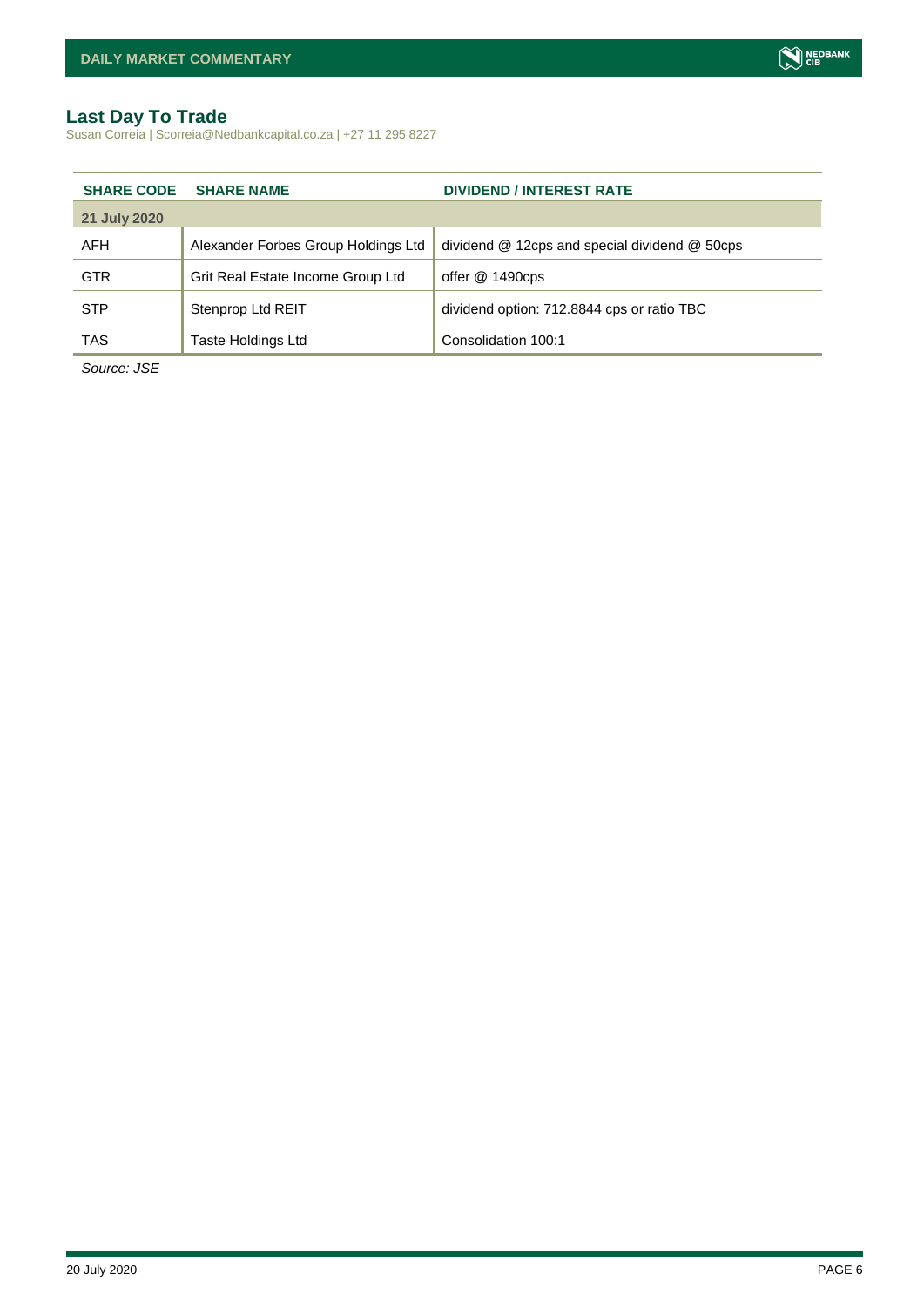## Last Day To Trade

Susan Correia | Scorreia@Nedbankcapital.co.za | +27 11 295 8227

| SHARE CODE | SHARE NAME | DIVIDEND / INTEREST RATE |
|---|---|---|
| **21 July 2020** | | |
| AFH | Alexander Forbes Group Holdings Ltd | dividend @ 12cps and special dividend @ 50cps |
| GTR | Grit Real Estate Income Group Ltd | offer @ 1490cps |
| STP | Stenprop Ltd REIT | dividend option: 712.8844 cps or ratio TBC |
| TAS | Taste Holdings Ltd | Consolidation 100:1 |

*Source: JSE*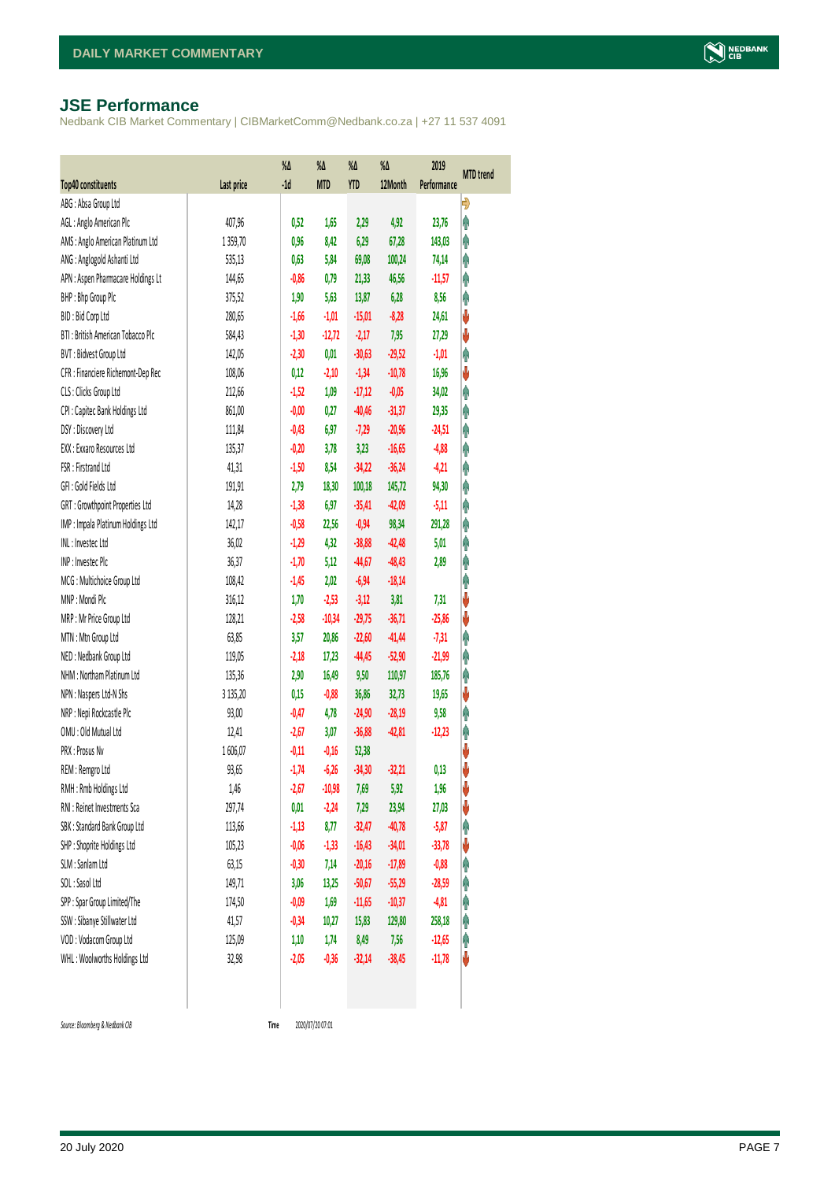## JSE Performance

Nedbank CIB Market Commentary | CIBMarketComm@Nedbank.co.za | +27 11 537 4091

| Top40 constituents | Last price | %Δ -1d | %Δ MTD | %Δ YTD | %Δ 12Month | 2019 Performance | MTD trend |
|---|---|---|---|---|---|---|---|
| ABG : Absa Group Ltd | | | | | | | |
| AGL : Anglo American Plc | 407,96 | 0,52 | 1,65 | 2,29 | 4,92 | 23,76 | |
| AMS : Anglo American Platinum Ltd | 1 359,70 | 0,96 | 8,42 | 6,29 | 67,28 | 143,03 | |
| ANG : Anglogold Ashanti Ltd | 535,13 | 0,63 | 5,84 | 69,08 | 100,24 | 74,14 | |
| APN : Aspen Pharmacare Holdings Lt | 144,65 | -0,86 | 0,79 | 21,33 | 46,56 | -11,57 | |
| BHP : Bhp Group Plc | 375,52 | 1,90 | 5,63 | 13,87 | 6,28 | 8,56 | |
| BID : Bid Corp Ltd | 280,65 | -1,66 | -1,01 | -15,01 | -8,28 | 24,61 | |
| BTI : British American Tobacco Plc | 584,43 | -1,30 | -12,72 | -2,17 | 7,95 | 27,29 | |
| BVT : Bidvest Group Ltd | 142,05 | -2,30 | 0,01 | -30,63 | -29,52 | -1,01 | |
| CFR : Financiere Richemont-Dep Rec | 108,06 | 0,12 | -2,10 | -1,34 | -10,78 | 16,96 | |
| CLS : Clicks Group Ltd | 212,66 | -1,52 | 1,09 | -17,12 | -0,05 | 34,02 | |
| CPI : Capitec Bank Holdings Ltd | 861,00 | -0,00 | 0,27 | -40,46 | -31,37 | 29,35 | |
| DSY : Discovery Ltd | 111,84 | -0,43 | 6,97 | -7,29 | -20,96 | -24,51 | |
| EXX : Exxaro Resources Ltd | 135,37 | -0,20 | 3,78 | 3,23 | -16,65 | -4,88 | |
| FSR : Firstrand Ltd | 41,31 | -1,50 | 8,54 | -34,22 | -36,24 | -4,21 | |
| GFI : Gold Fields Ltd | 191,91 | 2,79 | 18,30 | 100,18 | 145,72 | 94,30 | |
| GRT : Growthpoint Properties Ltd | 14,28 | -1,38 | 6,97 | -35,41 | -42,09 | -5,11 | |
| IMP : Impala Platinum Holdings Ltd | 142,17 | -0,58 | 22,56 | -0,94 | 98,34 | 291,28 | |
| INL : Investec Ltd | 36,02 | -1,29 | 4,32 | -38,88 | -42,48 | 5,01 | |
| INP : Investec Plc | 36,37 | -1,70 | 5,12 | -44,67 | -48,43 | 2,89 | |
| MCG : Multichoice Group Ltd | 108,42 | -1,45 | 2,02 | -6,94 | -18,14 | | |
| MNP : Mondi Plc | 316,12 | 1,70 | -2,53 | -3,12 | 3,81 | 7,31 | |
| MRP : Mr Price Group Ltd | 128,21 | -2,58 | -10,34 | -29,75 | -36,71 | -25,86 | |
| MTN : Mtn Group Ltd | 63,85 | 3,57 | 20,86 | -22,60 | -41,44 | -7,31 | |
| NED : Nedbank Group Ltd | 119,05 | -2,18 | 17,23 | -44,45 | -52,90 | -21,99 | |
| NHM : Northam Platinum Ltd | 135,36 | 2,90 | 16,49 | 9,50 | 110,97 | 185,76 | |
| NPN : Naspers Ltd-N Shs | 3 135,20 | 0,15 | -0,88 | 36,86 | 32,73 | 19,65 | |
| NRP : Nepi Rockcastle Plc | 93,00 | -0,47 | 4,78 | -24,90 | -28,19 | 9,58 | |
| OMU : Old Mutual Ltd | 12,41 | -2,67 | 3,07 | -36,88 | -42,81 | -12,23 | |
| PRX : Prosus Nv | 1 606,07 | -0,11 | -0,16 | 52,38 | | | |
| REM : Remgro Ltd | 93,65 | -1,74 | -6,26 | -34,30 | -32,21 | 0,13 | |
| RMH : Rmb Holdings Ltd | 1,46 | -2,67 | -10,98 | 7,69 | 5,92 | 1,96 | |
| RNI : Reinet Investments Sca | 297,74 | 0,01 | -2,24 | 7,29 | 23,94 | 27,03 | |
| SBK : Standard Bank Group Ltd | 113,66 | -1,13 | 8,77 | -32,47 | -40,78 | -5,87 | |
| SHP : Shoprite Holdings Ltd | 105,23 | -0,06 | -1,33 | -16,43 | -34,01 | -33,78 | |
| SLM : Sanlam Ltd | 63,15 | -0,30 | 7,14 | -20,16 | -17,89 | -0,88 | |
| SOL : Sasol Ltd | 149,71 | 3,06 | 13,25 | -50,67 | -55,29 | -28,59 | |
| SPP : Spar Group Limited/The | 174,50 | -0,09 | 1,69 | -11,65 | -10,37 | -4,81 | |
| SSW : Sibanye Stillwater Ltd | 41,57 | -0,34 | 10,27 | 15,83 | 129,80 | 258,18 | |
| VOD : Vodacom Group Ltd | 125,09 | 1,10 | 1,74 | 8,49 | 7,56 | -12,65 | |
| WHL : Woolworths Holdings Ltd | 32,98 | -2,05 | -0,36 | -32,14 | -38,45 | -11,78 | |

*Source: Bloomberg & Nedbank CIB* Time 2020/07/20 07:01

20 July 2020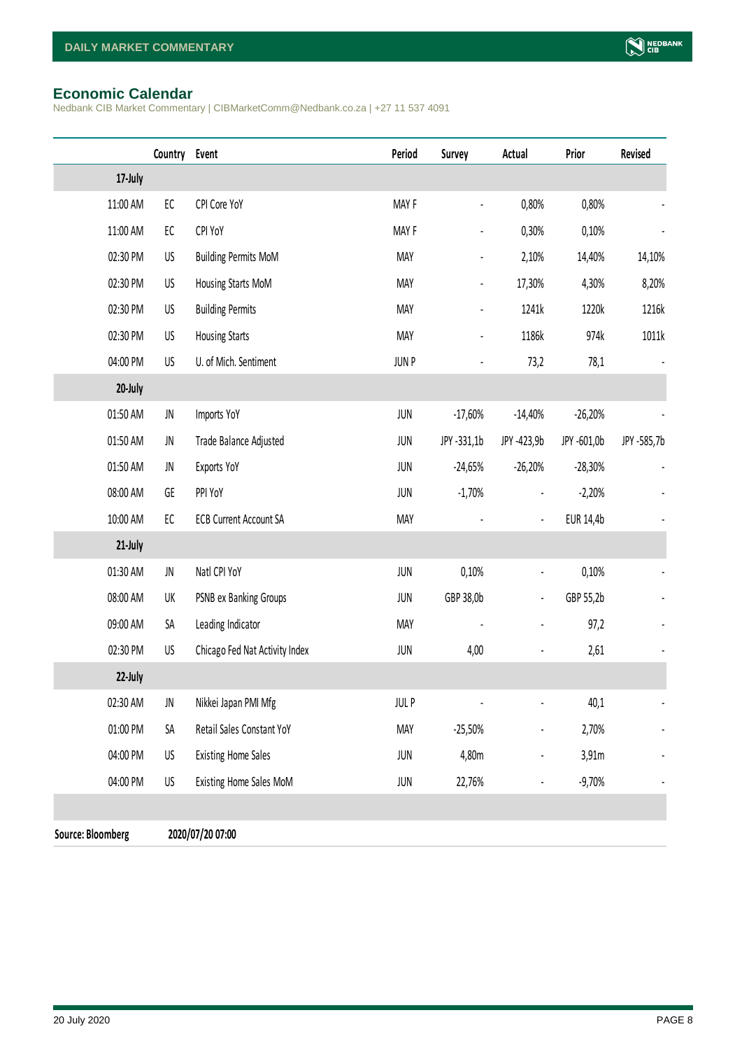## Economic Calendar

Nedbank CIB Market Commentary | CIBMarketComm@Nedbank.co.za | +27 11 537 4091

| | Country | Event | Period | Survey | Actual | Prior | Revised |
|---|---|---|---|---|---|---|---|
| **17-July** | | | | | | | |
| 11:00 AM | EC | CPI Core YoY | MAY F | - | 0,80% | 0,80% | - |
| 11:00 AM | EC | CPI YoY | MAY F | - | 0,30% | 0,10% | - |
| 02:30 PM | US | Building Permits MoM | MAY | - | 2,10% | 14,40% | 14,10% |
| 02:30 PM | US | Housing Starts MoM | MAY | - | 17,30% | 4,30% | 8,20% |
| 02:30 PM | US | Building Permits | MAY | - | 1241k | 1220k | 1216k |
| 02:30 PM | US | Housing Starts | MAY | - | 1186k | 974k | 1011k |
| 04:00 PM | US | U. of Mich. Sentiment | JUN P | - | 73,2 | 78,1 | - |
| **20-July** | | | | | | | |
| 01:50 AM | JN | Imports YoY | JUN | -17,60% | -14,40% | -26,20% | - |
| 01:50 AM | JN | Trade Balance Adjusted | JUN | JPY -331,1b | JPY -423,9b | JPY -601,0b | JPY -585,7b |
| 01:50 AM | JN | Exports YoY | JUN | -24,65% | -26,20% | -28,30% | - |
| 08:00 AM | GE | PPI YoY | JUN | -1,70% | - | -2,20% | - |
| 10:00 AM | EC | ECB Current Account SA | MAY | - | - | EUR 14,4b | - |
| **21-July** | | | | | | | |
| 01:30 AM | JN | Natl CPI YoY | JUN | 0,10% | - | 0,10% | - |
| 08:00 AM | UK | PSNB ex Banking Groups | JUN | GBP 38,0b | - | GBP 55,2b | - |
| 09:00 AM | SA | Leading Indicator | MAY | - | - | 97,2 | - |
| 02:30 PM | US | Chicago Fed Nat Activity Index | JUN | 4,00 | - | 2,61 | - |
| **22-July** | | | | | | | |
| 02:30 AM | JN | Nikkei Japan PMI Mfg | JUL P | - | - | 40,1 | - |
| 01:00 PM | SA | Retail Sales Constant YoY | MAY | -25,50% | - | 2,70% | - |
| 04:00 PM | US | Existing Home Sales | JUN | 4,80m | - | 3,91m | - |
| 04:00 PM | US | Existing Home Sales MoM | JUN | 22,76% | - | -9,70% | - |

**Source: Bloomberg** **2020/07/20 07:00**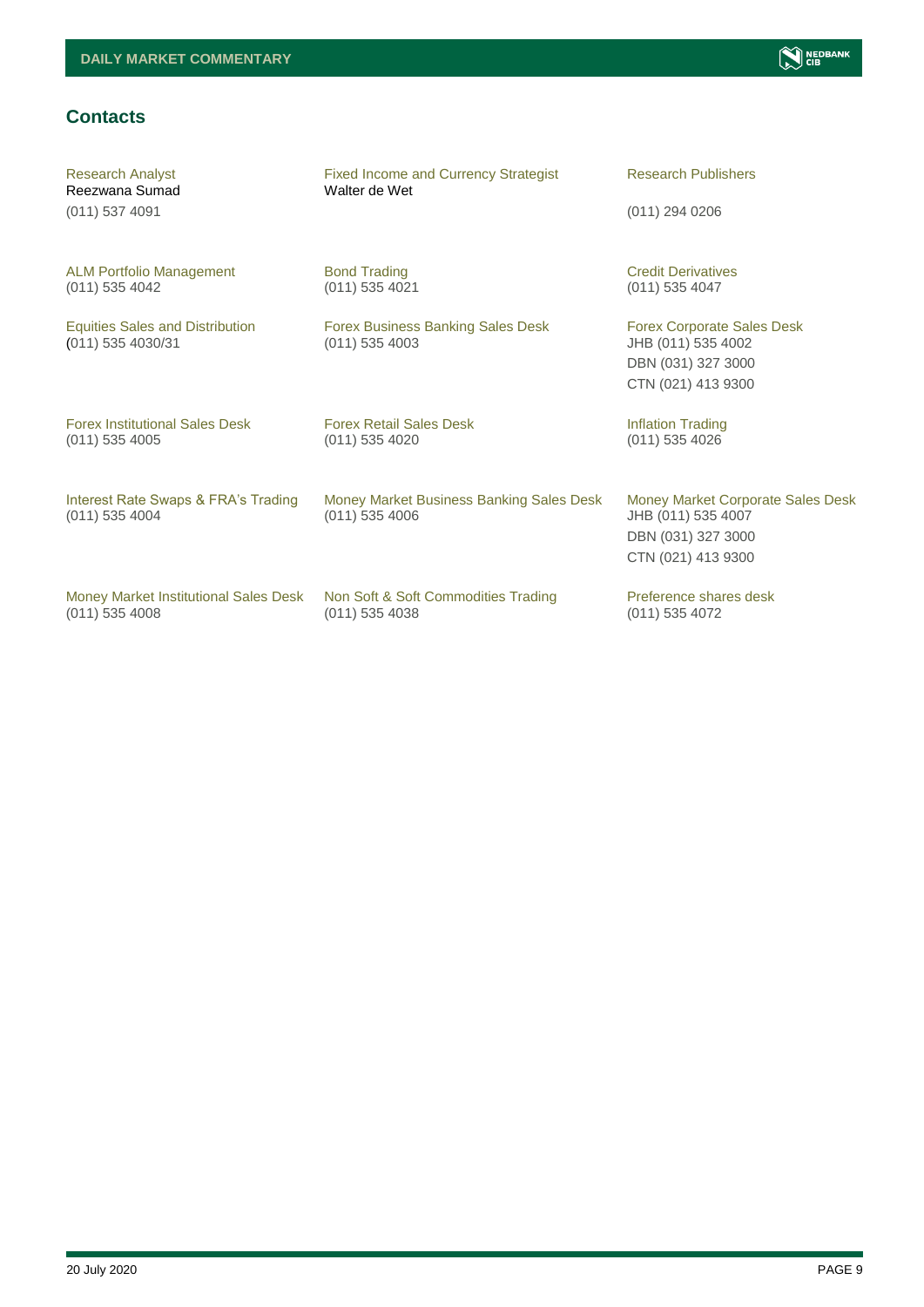## Contacts

Research Analyst
Reezwana Sumad
(011) 537 4091

Fixed Income and Currency Strategist
Walter de Wet

Research Publishers
(011) 294 0206

ALM Portfolio Management
(011) 535 4042

Bond Trading
(011) 535 4021

Credit Derivatives
(011) 535 4047

Equities Sales and Distribution
(011) 535 4030/31

Forex Business Banking Sales Desk
(011) 535 4003

Forex Corporate Sales Desk
JHB (011) 535 4002
DBN (031) 327 3000
CTN (021) 413 9300

Forex Institutional Sales Desk
(011) 535 4005

Forex Retail Sales Desk
(011) 535 4020

Inflation Trading
(011) 535 4026

Interest Rate Swaps & FRA's Trading
(011) 535 4004

Money Market Business Banking Sales Desk
(011) 535 4006

Money Market Corporate Sales Desk
JHB (011) 535 4007
DBN (031) 327 3000
CTN (021) 413 9300

Money Market Institutional Sales Desk
(011) 535 4008

Non Soft & Soft Commodities Trading
(011) 535 4038

Preference shares desk
(011) 535 4072